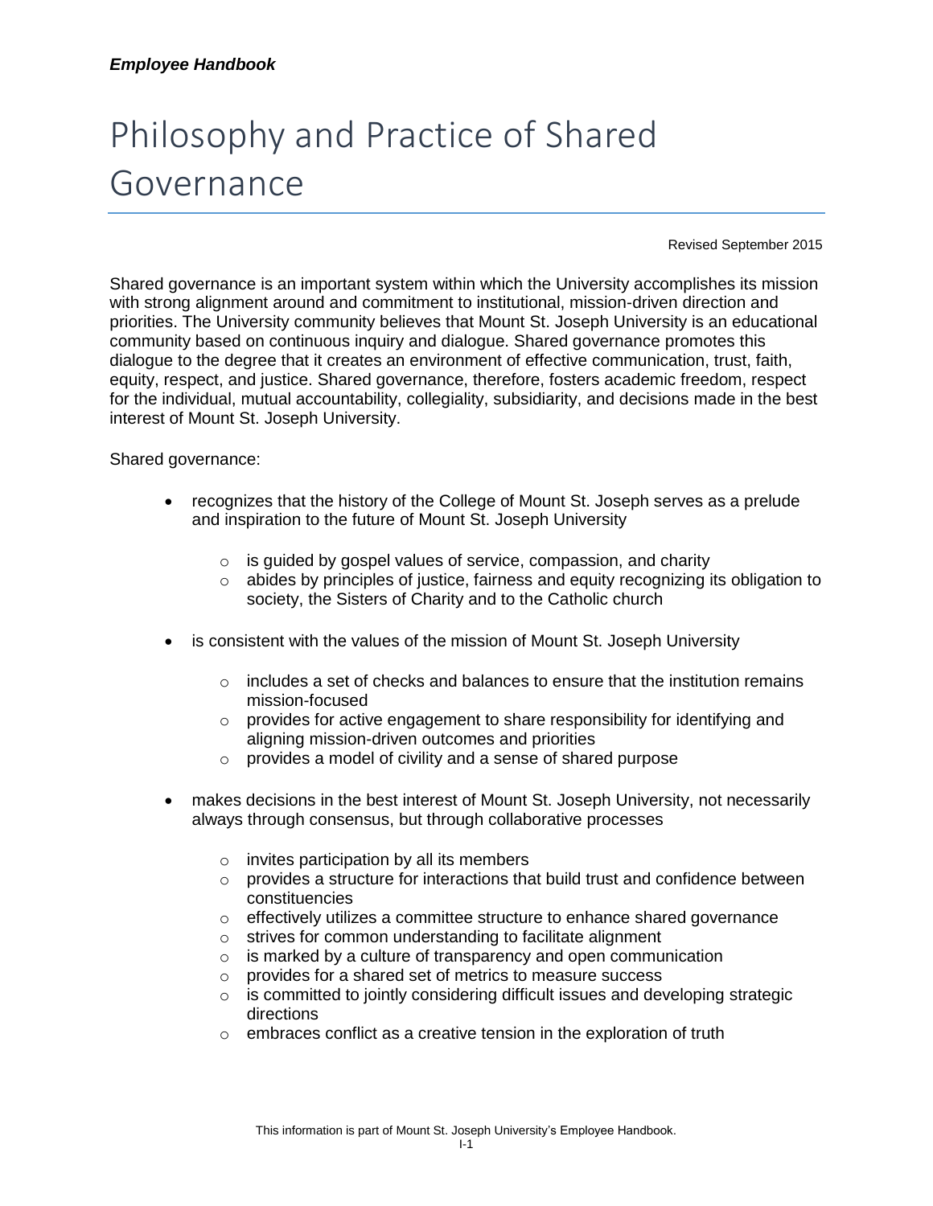# Philosophy and Practice of Shared Governance

Revised September 2015

Shared governance is an important system within which the University accomplishes its mission with strong alignment around and commitment to institutional, mission-driven direction and priorities. The University community believes that Mount St. Joseph University is an educational community based on continuous inquiry and dialogue. Shared governance promotes this dialogue to the degree that it creates an environment of effective communication, trust, faith, equity, respect, and justice. Shared governance, therefore, fosters academic freedom, respect for the individual, mutual accountability, collegiality, subsidiarity, and decisions made in the best interest of Mount St. Joseph University.

Shared governance:

- recognizes that the history of the College of Mount St. Joseph serves as a prelude and inspiration to the future of Mount St. Joseph University
    - is guided by gospel values of service, compassion, and charity
    - abides by principles of justice, fairness and equity recognizing its obligation to society, the Sisters of Charity and to the Catholic church
- is consistent with the values of the mission of Mount St. Joseph University
    - includes a set of checks and balances to ensure that the institution remains mission-focused
    - provides for active engagement to share responsibility for identifying and aligning mission-driven outcomes and priorities
    - provides a model of civility and a sense of shared purpose
- makes decisions in the best interest of Mount St. Joseph University, not necessarily always through consensus, but through collaborative processes
    - invites participation by all its members
    - provides a structure for interactions that build trust and confidence between constituencies
    - effectively utilizes a committee structure to enhance shared governance
    - strives for common understanding to facilitate alignment
    - is marked by a culture of transparency and open communication
    - provides for a shared set of metrics to measure success
    - is committed to jointly considering difficult issues and developing strategic directions
    - embraces conflict as a creative tension in the exploration of truth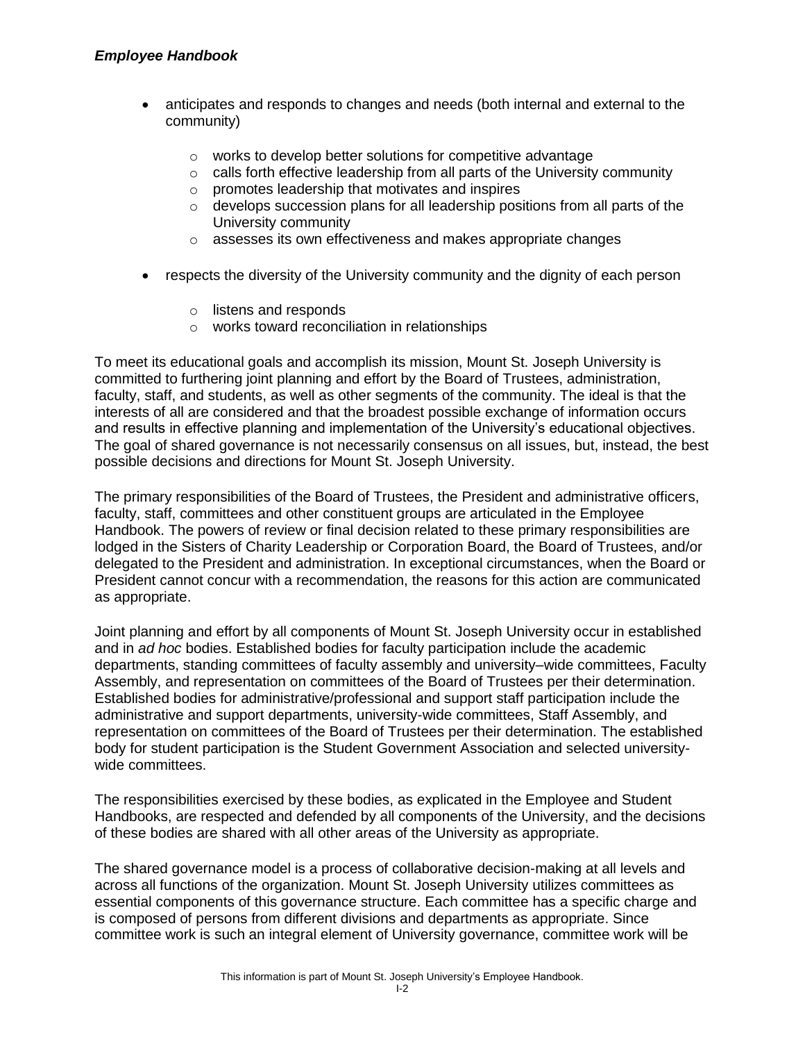- anticipates and responds to changes and needs (both internal and external to the community)
  - works to develop better solutions for competitive advantage
  - calls forth effective leadership from all parts of the University community
  - promotes leadership that motivates and inspires
  - develops succession plans for all leadership positions from all parts of the University community
  - assesses its own effectiveness and makes appropriate changes

- respects the diversity of the University community and the dignity of each person
  - listens and responds
  - works toward reconciliation in relationships

To meet its educational goals and accomplish its mission, Mount St. Joseph University is committed to furthering joint planning and effort by the Board of Trustees, administration, faculty, staff, and students, as well as other segments of the community. The ideal is that the interests of all are considered and that the broadest possible exchange of information occurs and results in effective planning and implementation of the University's educational objectives. The goal of shared governance is not necessarily consensus on all issues, but, instead, the best possible decisions and directions for Mount St. Joseph University.

The primary responsibilities of the Board of Trustees, the President and administrative officers, faculty, staff, committees and other constituent groups are articulated in the Employee Handbook. The powers of review or final decision related to these primary responsibilities are lodged in the Sisters of Charity Leadership or Corporation Board, the Board of Trustees, and/or delegated to the President and administration. In exceptional circumstances, when the Board or President cannot concur with a recommendation, the reasons for this action are communicated as appropriate.

Joint planning and effort by all components of Mount St. Joseph University occur in established and in *ad hoc* bodies. Established bodies for faculty participation include the academic departments, standing committees of faculty assembly and university–wide committees, Faculty Assembly, and representation on committees of the Board of Trustees per their determination. Established bodies for administrative/professional and support staff participation include the administrative and support departments, university-wide committees, Staff Assembly, and representation on committees of the Board of Trustees per their determination. The established body for student participation is the Student Government Association and selected university-wide committees.

The responsibilities exercised by these bodies, as explicated in the Employee and Student Handbooks, are respected and defended by all components of the University, and the decisions of these bodies are shared with all other areas of the University as appropriate.

The shared governance model is a process of collaborative decision-making at all levels and across all functions of the organization. Mount St. Joseph University utilizes committees as essential components of this governance structure. Each committee has a specific charge and is composed of persons from different divisions and departments as appropriate. Since committee work is such an integral element of University governance, committee work will be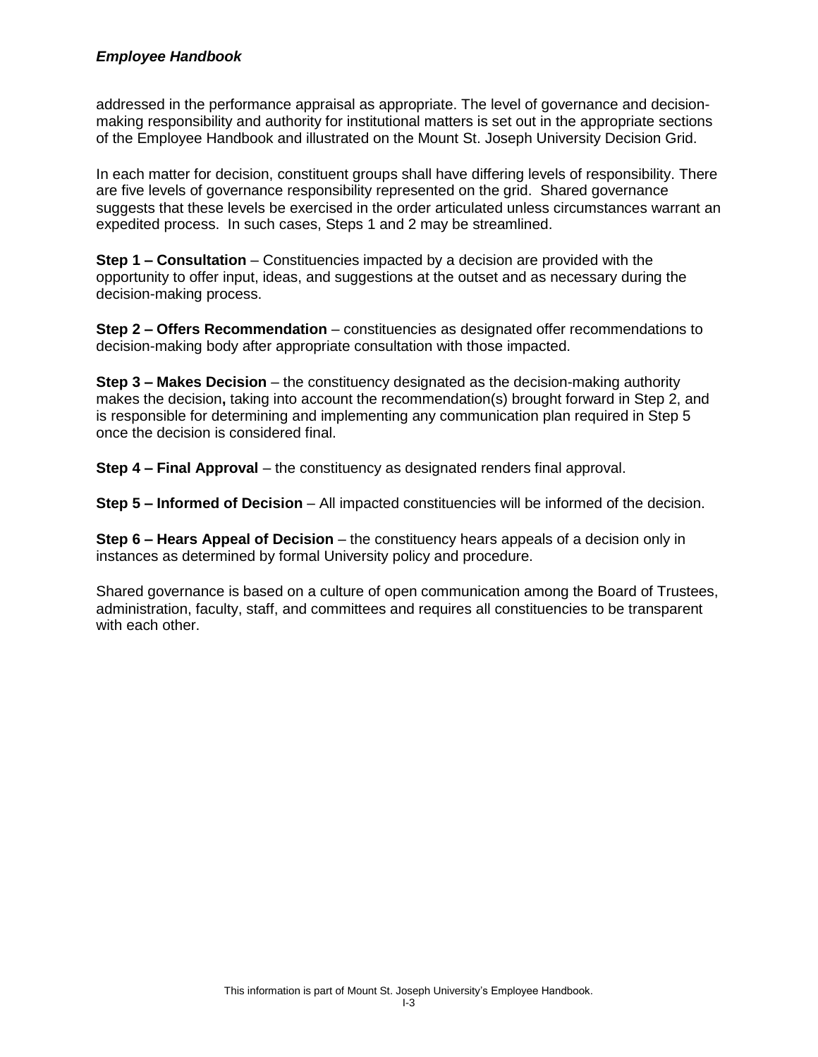addressed in the performance appraisal as appropriate. The level of governance and decision-making responsibility and authority for institutional matters is set out in the appropriate sections of the Employee Handbook and illustrated on the Mount St. Joseph University Decision Grid.

In each matter for decision, constituent groups shall have differing levels of responsibility. There are five levels of governance responsibility represented on the grid. Shared governance suggests that these levels be exercised in the order articulated unless circumstances warrant an expedited process. In such cases, Steps 1 and 2 may be streamlined.

**Step 1 – Consultation** – Constituencies impacted by a decision are provided with the opportunity to offer input, ideas, and suggestions at the outset and as necessary during the decision-making process.

**Step 2 – Offers Recommendation** – constituencies as designated offer recommendations to decision-making body after appropriate consultation with those impacted.

**Step 3 – Makes Decision** – the constituency designated as the decision-making authority makes the decision**,** taking into account the recommendation(s) brought forward in Step 2, and is responsible for determining and implementing any communication plan required in Step 5 once the decision is considered final.

**Step 4 – Final Approval** – the constituency as designated renders final approval.

**Step 5 – Informed of Decision** – All impacted constituencies will be informed of the decision.

**Step 6 – Hears Appeal of Decision** – the constituency hears appeals of a decision only in instances as determined by formal University policy and procedure.

Shared governance is based on a culture of open communication among the Board of Trustees, administration, faculty, staff, and committees and requires all constituencies to be transparent with each other.